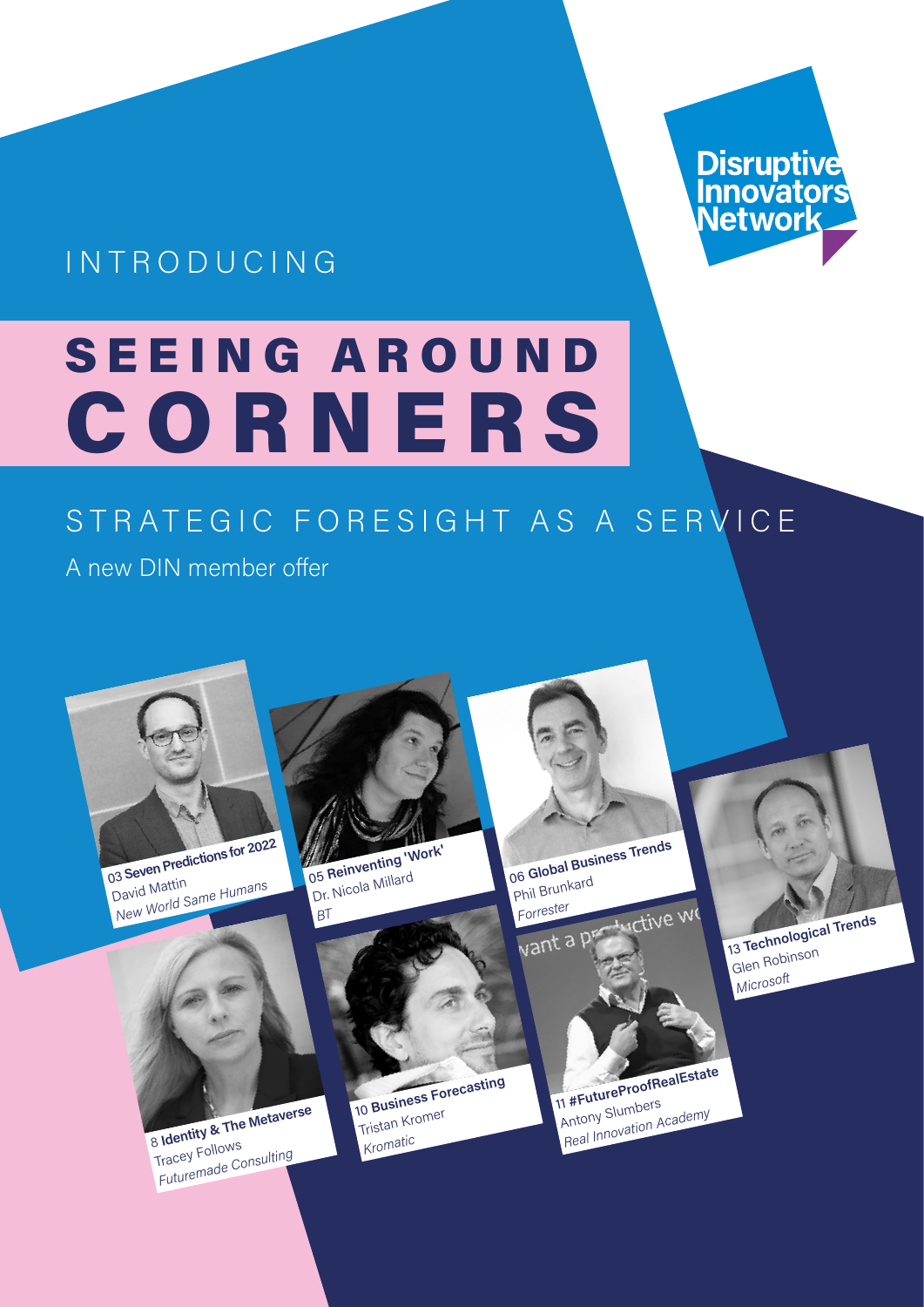Disruptive Innovators Network

INTRODUCING

# SEEING AROUND CORNERS

## STRATEGIC FORESIGHT AS A SERVICE

A new DIN member offer

**03 Seven Predictions for 2022**
David Mattin
*New World Same Humans*

**05 Reinventing 'Work'**
Dr. Nicola Millard
*BT*

**06 Global Business Trends**
Phil Brunkard
*Forrester*

**13 Technological Trends**
Glen Robinson
*Microsoft*

**8 Identity & The Metaverse**
Tracey Follows
*Futuremade Consulting*

**10 Business Forecasting**
Tristan Kromer
*Kromatic*

**11 #FutureProofRealEstate**
Antony Slumbers
*Real Innovation Academy*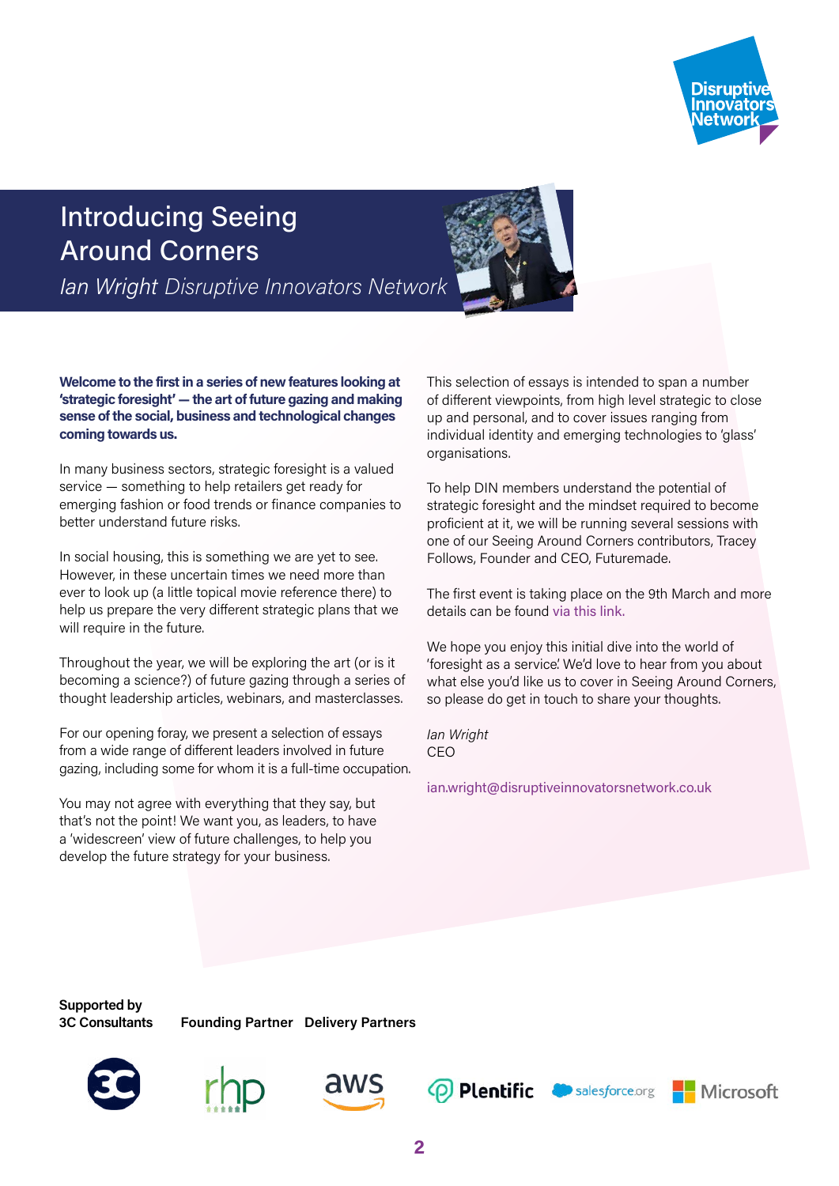# Introducing Seeing Around Corners

*Ian Wright Disruptive Innovators Network*

**Welcome to the first in a series of new features looking at 'strategic foresight' — the art of future gazing and making sense of the social, business and technological changes coming towards us.**

In many business sectors, strategic foresight is a valued service — something to help retailers get ready for emerging fashion or food trends or finance companies to better understand future risks.

In social housing, this is something we are yet to see. However, in these uncertain times we need more than ever to look up (a little topical movie reference there) to help us prepare the very different strategic plans that we will require in the future.

Throughout the year, we will be exploring the art (or is it becoming a science?) of future gazing through a series of thought leadership articles, webinars, and masterclasses.

For our opening foray, we present a selection of essays from a wide range of different leaders involved in future gazing, including some for whom it is a full-time occupation.

You may not agree with everything that they say, but that's not the point! We want you, as leaders, to have a 'widescreen' view of future challenges, to help you develop the future strategy for your business.

This selection of essays is intended to span a number of different viewpoints, from high level strategic to close up and personal, and to cover issues ranging from individual identity and emerging technologies to 'glass' organisations.

To help DIN members understand the potential of strategic foresight and the mindset required to become proficient at it, we will be running several sessions with one of our Seeing Around Corners contributors, Tracey Follows, Founder and CEO, Futuremade.

The first event is taking place on the 9th March and more details can be found via this link.

We hope you enjoy this initial dive into the world of 'foresight as a service'. We'd love to hear from you about what else you'd like us to cover in Seeing Around Corners, so please do get in touch to share your thoughts.

*Ian Wright*
CEO

ian.wright@disruptiveinnovatorsnetwork.co.uk

**Supported by 3C Consultants** **Founding Partner** **Delivery Partners**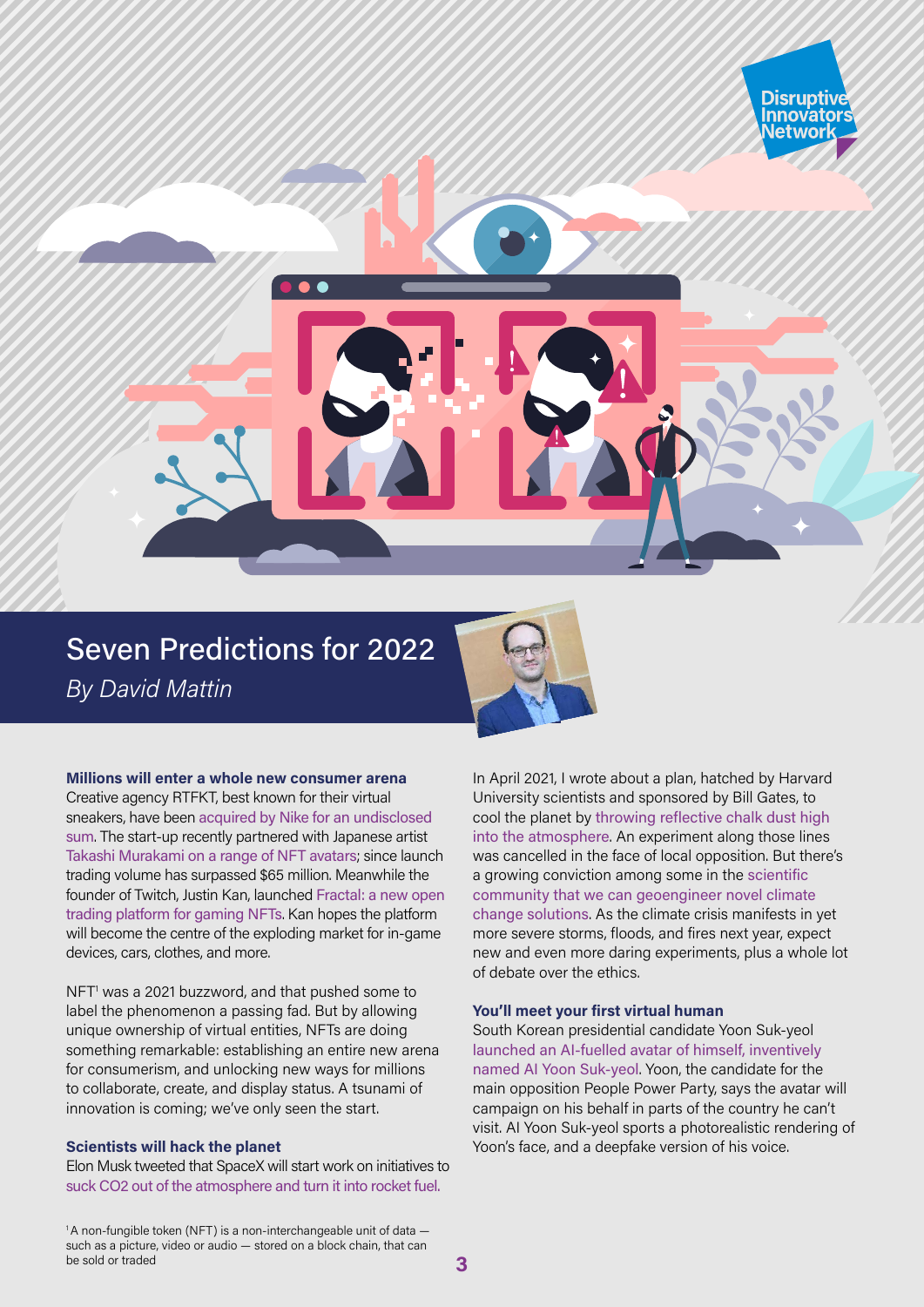# Seven Predictions for 2022

*By David Mattin*

### Millions will enter a whole new consumer arena

Creative agency RTFKT, best known for their virtual sneakers, have been acquired by Nike for an undisclosed sum. The start-up recently partnered with Japanese artist Takashi Murakami on a range of NFT avatars; since launch trading volume has surpassed $65 million. Meanwhile the founder of Twitch, Justin Kan, launched Fractal: a new open trading platform for gaming NFTs. Kan hopes the platform will become the centre of the exploding market for in-game devices, cars, clothes, and more.

NFT[1] was a 2021 buzzword, and that pushed some to label the phenomenon a passing fad. But by allowing unique ownership of virtual entities, NFTs are doing something remarkable: establishing an entire new arena for consumerism, and unlocking new ways for millions to collaborate, create, and display status. A tsunami of innovation is coming; we've only seen the start.

### Scientists will hack the planet

Elon Musk tweeted that SpaceX will start work on initiatives to suck $CO_2$ out of the atmosphere and turn it into rocket fuel.

In April 2021, I wrote about a plan, hatched by Harvard University scientists and sponsored by Bill Gates, to cool the planet by throwing reflective chalk dust high into the atmosphere. An experiment along those lines was cancelled in the face of local opposition. But there's a growing conviction among some in the scientific community that we can geoengineer novel climate change solutions. As the climate crisis manifests in yet more severe storms, floods, and fires next year, expect new and even more daring experiments, plus a whole lot of debate over the ethics.

### You'll meet your first virtual human

South Korean presidential candidate Yoon Suk-yeol launched an AI-fuelled avatar of himself, inventively named AI Yoon Suk-yeol. Yoon, the candidate for the main opposition People Power Party, says the avatar will campaign on his behalf in parts of the country he can't visit. AI Yoon Suk-yeol sports a photorealistic rendering of Yoon's face, and a deepfake version of his voice.

[1] A non-fungible token (NFT) is a non-interchangeable unit of data — such as a picture, video or audio — stored on a block chain, that can be sold or traded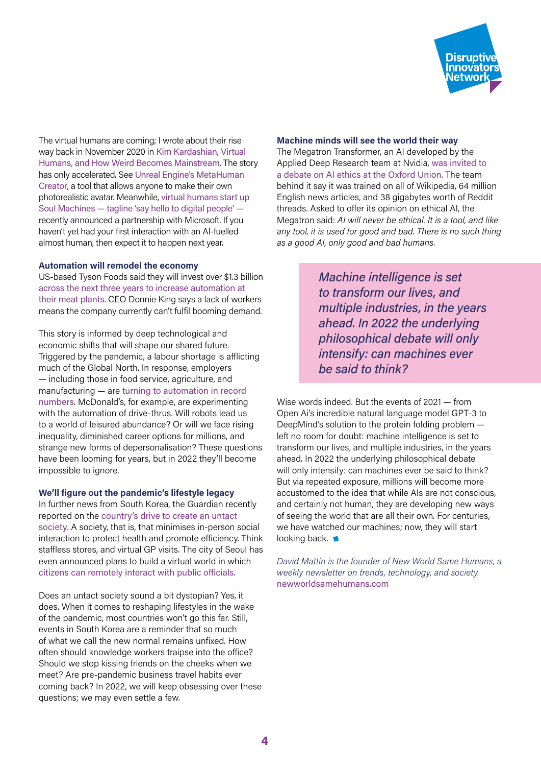The virtual humans are coming; I wrote about their rise way back in November 2020 in Kim Kardashian, Virtual Humans, and How Weird Becomes Mainstream. The story has only accelerated. See Unreal Engine's MetaHuman Creator, a tool that allows anyone to make their own photorealistic avatar. Meanwhile, virtual humans start up Soul Machines — tagline 'say hello to digital people' — recently announced a partnership with Microsoft. If you haven't yet had your first interaction with an AI-fuelled almost human, then expect it to happen next year.

**Automation will remodel the economy**

US-based Tyson Foods said they will invest over $1.3 billion across the next three years to increase automation at their meat plants. CEO Donnie King says a lack of workers means the company currently can't fulfil booming demand.

This story is informed by deep technological and economic shifts that will shape our shared future. Triggered by the pandemic, a labour shortage is afflicting much of the Global North. In response, employers — including those in food service, agriculture, and manufacturing — are turning to automation in record numbers. McDonald's, for example, are experimenting with the automation of drive-thrus. Will robots lead us to a world of leisured abundance? Or will we face rising inequality, diminished career options for millions, and strange new forms of depersonalisation? These questions have been looming for years, but in 2022 they'll become impossible to ignore.

**We'll figure out the pandemic's lifestyle legacy**

In further news from South Korea, the Guardian recently reported on the country's drive to create an untact society. A society, that is, that minimises in-person social interaction to protect health and promote efficiency. Think staffless stores, and virtual GP visits. The city of Seoul has even announced plans to build a virtual world in which citizens can remotely interact with public officials.

Does an untact society sound a bit dystopian? Yes, it does. When it comes to reshaping lifestyles in the wake of the pandemic, most countries won't go this far. Still, events in South Korea are a reminder that so much of what we call the new normal remains unfixed. How often should knowledge workers traipse into the office? Should we stop kissing friends on the cheeks when we meet? Are pre-pandemic business travel habits ever coming back? In 2022, we will keep obsessing over these questions; we may even settle a few.

**Machine minds will see the world their way**

The Megatron Transformer, an AI developed by the Applied Deep Research team at Nvidia, was invited to a debate on AI ethics at the Oxford Union. The team behind it say it was trained on all of Wikipedia, 64 million English news articles, and 38 gigabytes worth of Reddit threads. Asked to offer its opinion on ethical AI, the Megatron said: *AI will never be ethical. It is a tool, and like any tool, it is used for good and bad. There is no such thing as a good AI, only good and bad humans.*

> *Machine intelligence is set to transform our lives, and multiple industries, in the years ahead. In 2022 the underlying philosophical debate will only intensify: can machines ever be said to think?*

Wise words indeed. But the events of 2021 — from Open Ai's incredible natural language model GPT-3 to DeepMind's solution to the protein folding problem — left no room for doubt: machine intelligence is set to transform our lives, and multiple industries, in the years ahead. In 2022 the underlying philosophical debate will only intensify: can machines ever be said to think? But via repeated exposure, millions will become more accustomed to the idea that while AIs are not conscious, and certainly not human, they are developing new ways of seeing the world that are all their own. For centuries, we have watched our machines; now, they will start looking back.

*David Mattin is the founder of New World Same Humans, a weekly newsletter on trends, technology, and society.*
newworldsamehumans.com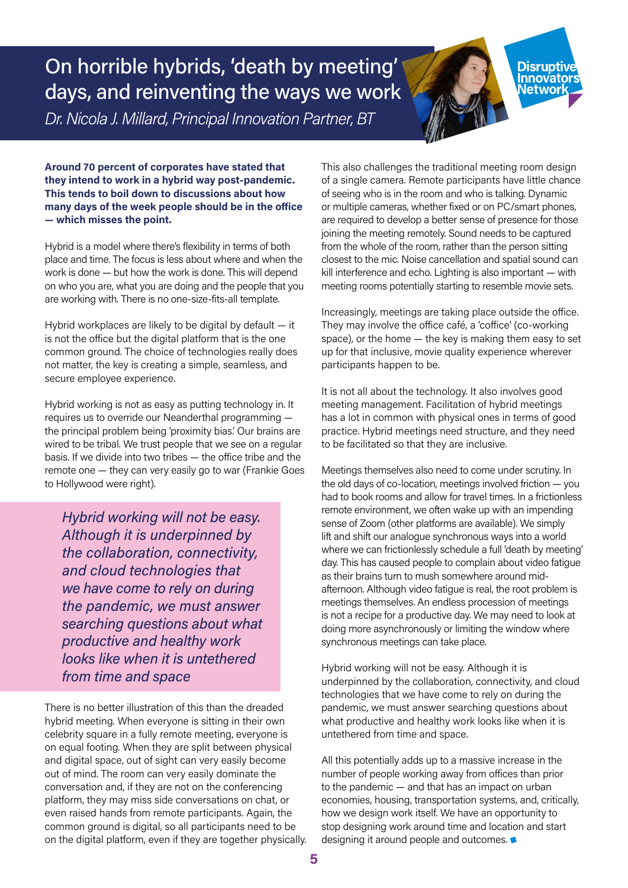# On horrible hybrids, 'death by meeting' days, and reinventing the ways we work

*Dr. Nicola J. Millard, Principal Innovation Partner, BT*

**Around 70 percent of corporates have stated that they intend to work in a hybrid way post-pandemic. This tends to boil down to discussions about how many days of the week people should be in the office — which misses the point.**

Hybrid is a model where there's flexibility in terms of both place and time. The focus is less about where and when the work is done — but how the work is done. This will depend on who you are, what you are doing and the people that you are working with. There is no one-size-fits-all template.

Hybrid workplaces are likely to be digital by default — it is not the office but the digital platform that is the one common ground. The choice of technologies really does not matter, the key is creating a simple, seamless, and secure employee experience.

Hybrid working is not as easy as putting technology in. It requires us to override our Neanderthal programming — the principal problem being 'proximity bias.' Our brains are wired to be tribal. We trust people that we see on a regular basis. If we divide into two tribes — the office tribe and the remote one — they can very easily go to war (Frankie Goes to Hollywood were right).

> *Hybrid working will not be easy. Although it is underpinned by the collaboration, connectivity, and cloud technologies that we have come to rely on during the pandemic, we must answer searching questions about what productive and healthy work looks like when it is untethered from time and space*

There is no better illustration of this than the dreaded hybrid meeting. When everyone is sitting in their own celebrity square in a fully remote meeting, everyone is on equal footing. When they are split between physical and digital space, out of sight can very easily become out of mind. The room can very easily dominate the conversation and, if they are not on the conferencing platform, they may miss side conversations on chat, or even raised hands from remote participants. Again, the common ground is digital, so all participants need to be on the digital platform, even if they are together physically.

This also challenges the traditional meeting room design of a single camera. Remote participants have little chance of seeing who is in the room and who is talking. Dynamic or multiple cameras, whether fixed or on PC/smart phones, are required to develop a better sense of presence for those joining the meeting remotely. Sound needs to be captured from the whole of the room, rather than the person sitting closest to the mic. Noise cancellation and spatial sound can kill interference and echo. Lighting is also important — with meeting rooms potentially starting to resemble movie sets.

Increasingly, meetings are taking place outside the office. They may involve the office café, a 'coffice' (co-working space), or the home — the key is making them easy to set up for that inclusive, movie quality experience wherever participants happen to be.

It is not all about the technology. It also involves good meeting management. Facilitation of hybrid meetings has a lot in common with physical ones in terms of good practice. Hybrid meetings need structure, and they need to be facilitated so that they are inclusive.

Meetings themselves also need to come under scrutiny. In the old days of co-location, meetings involved friction — you had to book rooms and allow for travel times. In a frictionless remote environment, we often wake up with an impending sense of Zoom (other platforms are available). We simply lift and shift our analogue synchronous ways into a world where we can frictionlessly schedule a full 'death by meeting' day. This has caused people to complain about video fatigue as their brains turn to mush somewhere around mid-afternoon. Although video fatigue is real, the root problem is meetings themselves. An endless procession of meetings is not a recipe for a productive day. We may need to look at doing more asynchronously or limiting the window where synchronous meetings can take place.

Hybrid working will not be easy. Although it is underpinned by the collaboration, connectivity, and cloud technologies that we have come to rely on during the pandemic, we must answer searching questions about what productive and healthy work looks like when it is untethered from time and space.

All this potentially adds up to a massive increase in the number of people working away from offices than prior to the pandemic — and that has an impact on urban economies, housing, transportation systems, and, critically, how we design work itself. We have an opportunity to stop designing work around time and location and start designing it around people and outcomes.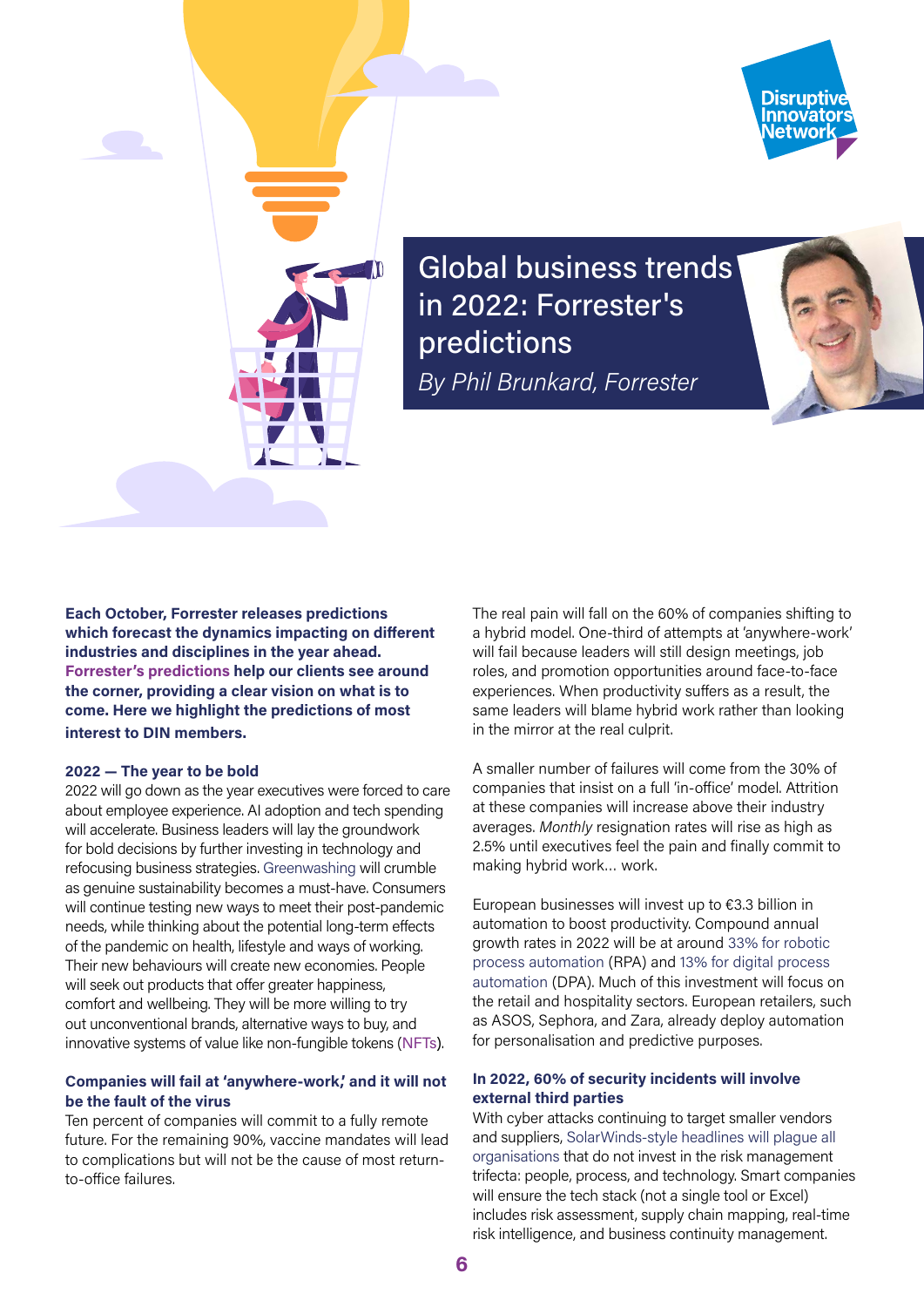# Global business trends in 2022: Forrester's predictions

*By Phil Brunkard, Forrester*

**Each October, Forrester releases predictions which forecast the dynamics impacting on different industries and disciplines in the year ahead. Forrester's predictions help our clients see around the corner, providing a clear vision on what is to come. Here we highlight the predictions of most interest to DIN members.**

### 2022 — The year to be bold

2022 will go down as the year executives were forced to care about employee experience. AI adoption and tech spending will accelerate. Business leaders will lay the groundwork for bold decisions by further investing in technology and refocusing business strategies. Greenwashing will crumble as genuine sustainability becomes a must-have. Consumers will continue testing new ways to meet their post-pandemic needs, while thinking about the potential long-term effects of the pandemic on health, lifestyle and ways of working. Their new behaviours will create new economies. People will seek out products that offer greater happiness, comfort and wellbeing. They will be more willing to try out unconventional brands, alternative ways to buy, and innovative systems of value like non-fungible tokens (NFTs).

### Companies will fail at 'anywhere-work,' and it will not be the fault of the virus

Ten percent of companies will commit to a fully remote future. For the remaining 90%, vaccine mandates will lead to complications but will not be the cause of most return-to-office failures.

The real pain will fall on the 60% of companies shifting to a hybrid model. One-third of attempts at 'anywhere-work' will fail because leaders will still design meetings, job roles, and promotion opportunities around face-to-face experiences. When productivity suffers as a result, the same leaders will blame hybrid work rather than looking in the mirror at the real culprit.

A smaller number of failures will come from the 30% of companies that insist on a full 'in-office' model. Attrition at these companies will increase above their industry averages. *Monthly* resignation rates will rise as high as 2.5% until executives feel the pain and finally commit to making hybrid work... work.

European businesses will invest up to €3.3 billion in automation to boost productivity. Compound annual growth rates in 2022 will be at around 33% for robotic process automation (RPA) and 13% for digital process automation (DPA). Much of this investment will focus on the retail and hospitality sectors. European retailers, such as ASOS, Sephora, and Zara, already deploy automation for personalisation and predictive purposes.

### In 2022, 60% of security incidents will involve external third parties

With cyber attacks continuing to target smaller vendors and suppliers, SolarWinds-style headlines will plague all organisations that do not invest in the risk management trifecta: people, process, and technology. Smart companies will ensure the tech stack (not a single tool or Excel) includes risk assessment, supply chain mapping, real-time risk intelligence, and business continuity management.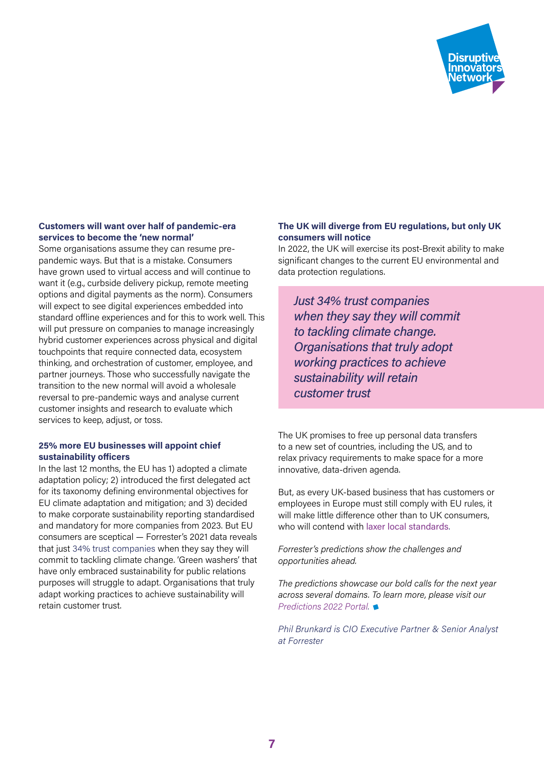**Customers will want over half of pandemic-era services to become the 'new normal'**

Some organisations assume they can resume pre-pandemic ways. But that is a mistake. Consumers have grown used to virtual access and will continue to want it (e.g., curbside delivery pickup, remote meeting options and digital payments as the norm). Consumers will expect to see digital experiences embedded into standard offline experiences and for this to work well. This will put pressure on companies to manage increasingly hybrid customer experiences across physical and digital touchpoints that require connected data, ecosystem thinking, and orchestration of customer, employee, and partner journeys. Those who successfully navigate the transition to the new normal will avoid a wholesale reversal to pre-pandemic ways and analyse current customer insights and research to evaluate which services to keep, adjust, or toss.

**25% more EU businesses will appoint chief sustainability officers**

In the last 12 months, the EU has 1) adopted a climate adaptation policy; 2) introduced the first delegated act for its taxonomy defining environmental objectives for EU climate adaptation and mitigation; and 3) decided to make corporate sustainability reporting standardised and mandatory for more companies from 2023. But EU consumers are sceptical — Forrester's 2021 data reveals that just 34% trust companies when they say they will commit to tackling climate change. 'Green washers' that have only embraced sustainability for public relations purposes will struggle to adapt. Organisations that truly adapt working practices to achieve sustainability will retain customer trust.

**The UK will diverge from EU regulations, but only UK consumers will notice**

In 2022, the UK will exercise its post-Brexit ability to make significant changes to the current EU environmental and data protection regulations.

> *Just 34% trust companies when they say they will commit to tackling climate change. Organisations that truly adopt working practices to achieve sustainability will retain customer trust*

The UK promises to free up personal data transfers to a new set of countries, including the US, and to relax privacy requirements to make space for a more innovative, data-driven agenda.

But, as every UK-based business that has customers or employees in Europe must still comply with EU rules, it will make little difference other than to UK consumers, who will contend with laxer local standards.

*Forrester's predictions show the challenges and opportunities ahead.*

*The predictions showcase our bold calls for the next year across several domains. To learn more, please visit our Predictions 2022 Portal.*

*Phil Brunkard is CIO Executive Partner & Senior Analyst at Forrester*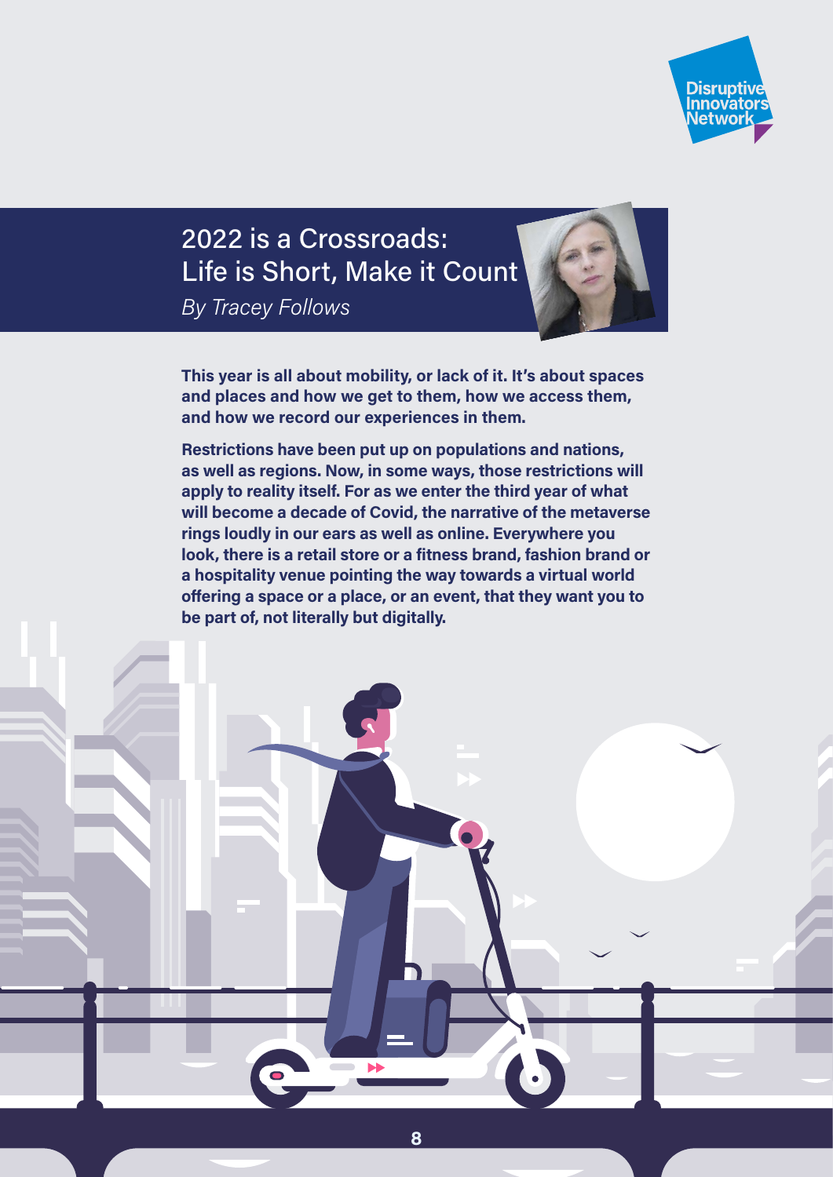# 2022 is a Crossroads: Life is Short, Make it Count

*By Tracey Follows*

**This year is all about mobility, or lack of it. It's about spaces and places and how we get to them, how we access them, and how we record our experiences in them.**

**Restrictions have been put up on populations and nations, as well as regions. Now, in some ways, those restrictions will apply to reality itself. For as we enter the third year of what will become a decade of Covid, the narrative of the metaverse rings loudly in our ears as well as online. Everywhere you look, there is a retail store or a fitness brand, fashion brand or a hospitality venue pointing the way towards a virtual world offering a space or a place, or an event, that they want you to be part of, not literally but digitally.**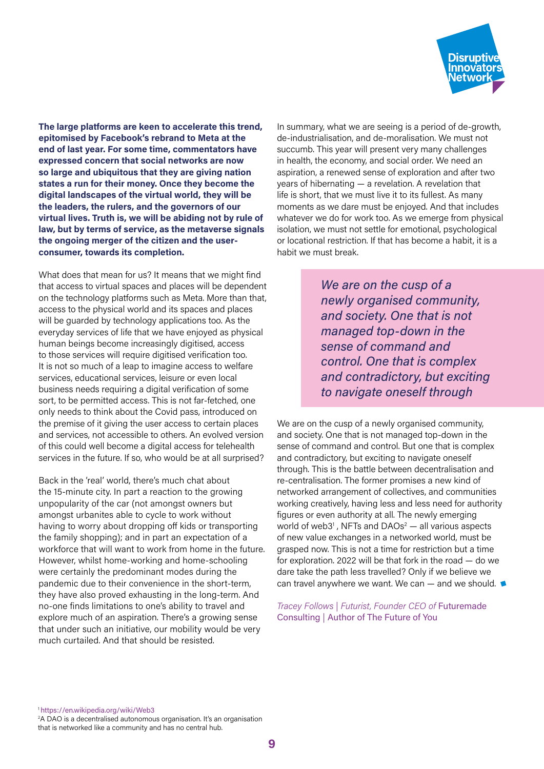**The large platforms are keen to accelerate this trend, epitomised by Facebook's rebrand to Meta at the end of last year. For some time, commentators have expressed concern that social networks are now so large and ubiquitous that they are giving nation states a run for their money. Once they become the digital landscapes of the virtual world, they will be the leaders, the rulers, and the governors of our virtual lives. Truth is, we will be abiding not by rule of law, but by terms of service, as the metaverse signals the ongoing merger of the citizen and the user-consumer, towards its completion.**

What does that mean for us? It means that we might find that access to virtual spaces and places will be dependent on the technology platforms such as Meta. More than that, access to the physical world and its spaces and places will be guarded by technology applications too. As the everyday services of life that we have enjoyed as physical human beings become increasingly digitised, access to those services will require digitised verification too. It is not so much of a leap to imagine access to welfare services, educational services, leisure or even local business needs requiring a digital verification of some sort, to be permitted access. This is not far-fetched, one only needs to think about the Covid pass, introduced on the premise of it giving the user access to certain places and services, not accessible to others. An evolved version of this could well become a digital access for telehealth services in the future. If so, who would be at all surprised?

Back in the 'real' world, there's much chat about the 15-minute city. In part a reaction to the growing unpopularity of the car (not amongst owners but amongst urbanites able to cycle to work without having to worry about dropping off kids or transporting the family shopping); and in part an expectation of a workforce that will want to work from home in the future. However, whilst home-working and home-schooling were certainly the predominant modes during the pandemic due to their convenience in the short-term, they have also proved exhausting in the long-term. And no-one finds limitations to one's ability to travel and explore much of an aspiration. There's a growing sense that under such an initiative, our mobility would be very much curtailed. And that should be resisted.

In summary, what we are seeing is a period of de-growth, de-industrialisation, and de-moralisation. We must not succumb. This year will present very many challenges in health, the economy, and social order. We need an aspiration, a renewed sense of exploration and after two years of hibernating — a revelation. A revelation that life is short, that we must live it to its fullest. As many moments as we dare must be enjoyed. And that includes whatever we do for work too. As we emerge from physical isolation, we must not settle for emotional, psychological or locational restriction. If that has become a habit, it is a habit we must break.

> *We are on the cusp of a newly organised community, and society. One that is not managed top-down in the sense of command and control. One that is complex and contradictory, but exciting to navigate oneself through*

We are on the cusp of a newly organised community, and society. One that is not managed top-down in the sense of command and control. But one that is complex and contradictory, but exciting to navigate oneself through. This is the battle between decentralisation and re-centralisation. The former promises a new kind of networked arrangement of collectives, and communities working creatively, having less and less need for authority figures or even authority at all. The newly emerging world of web3[1], NFTs and DAOs[2] — all various aspects of new value exchanges in a networked world, must be grasped now. This is not a time for restriction but a time for exploration. 2022 will be that fork in the road — do we dare take the path less travelled? Only if we believe we can travel anywhere we want. We can — and we should.

*Tracey Follows | Futurist, Founder CEO of* Futuremade Consulting | Author of The Future of You

[1] https://en.wikipedia.org/wiki/Web3

[2] A DAO is a decentralised autonomous organisation. It's an organisation that is networked like a community and has no central hub.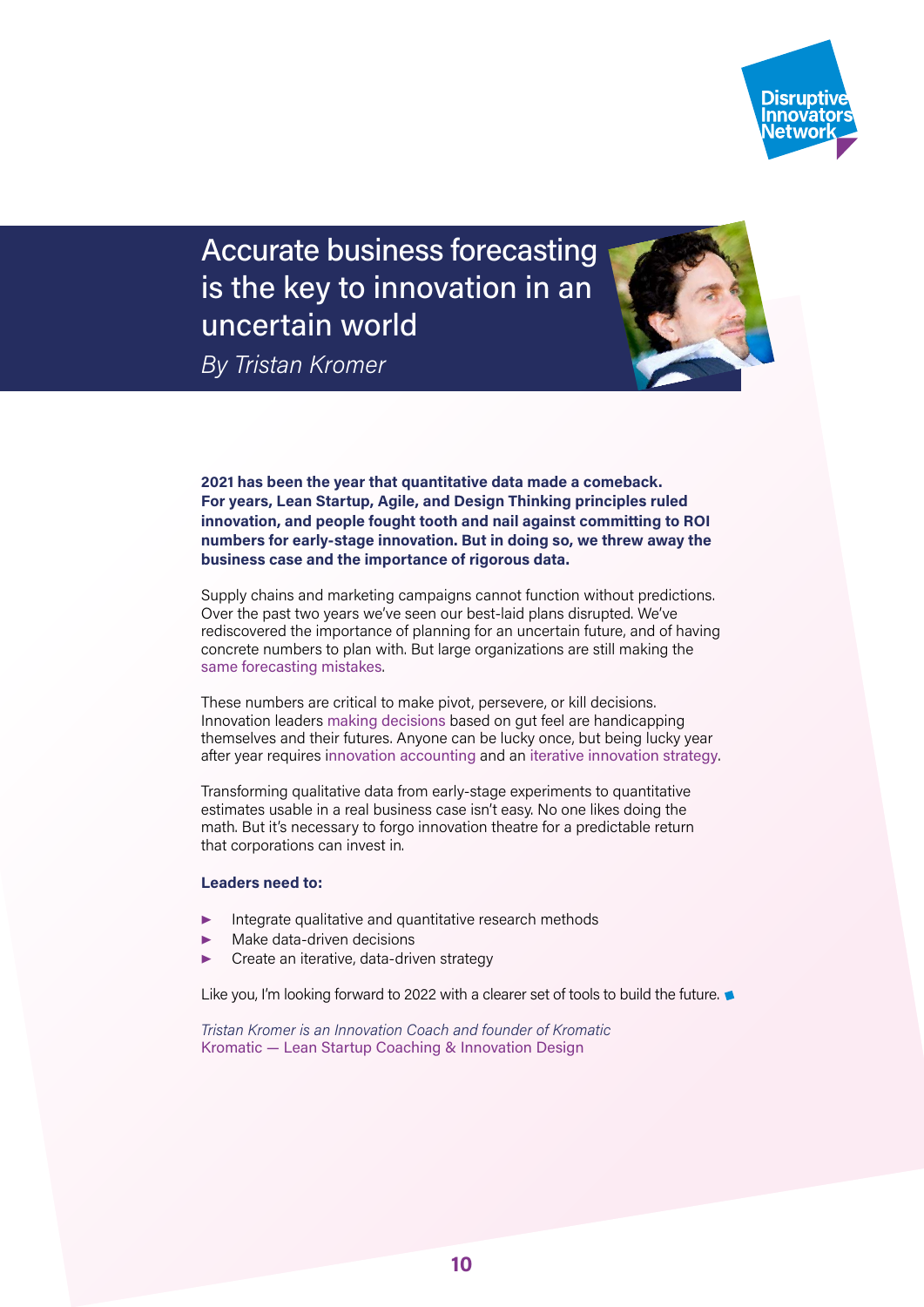# Accurate business forecasting is the key to innovation in an uncertain world

*By Tristan Kromer*

**2021 has been the year that quantitative data made a comeback. For years, Lean Startup, Agile, and Design Thinking principles ruled innovation, and people fought tooth and nail against committing to ROI numbers for early-stage innovation. But in doing so, we threw away the business case and the importance of rigorous data.**

Supply chains and marketing campaigns cannot function without predictions. Over the past two years we've seen our best-laid plans disrupted. We've rediscovered the importance of planning for an uncertain future, and of having concrete numbers to plan with. But large organizations are still making the same forecasting mistakes.

These numbers are critical to make pivot, persevere, or kill decisions. Innovation leaders making decisions based on gut feel are handicapping themselves and their futures. Anyone can be lucky once, but being lucky year after year requires innovation accounting and an iterative innovation strategy.

Transforming qualitative data from early-stage experiments to quantitative estimates usable in a real business case isn't easy. No one likes doing the math. But it's necessary to forgo innovation theatre for a predictable return that corporations can invest in.

**Leaders need to:**

- Integrate qualitative and quantitative research methods
- Make data-driven decisions
- Create an iterative, data-driven strategy

Like you, I'm looking forward to 2022 with a clearer set of tools to build the future.

*Tristan Kromer is an Innovation Coach and founder of Kromatic*
Kromatic — Lean Startup Coaching & Innovation Design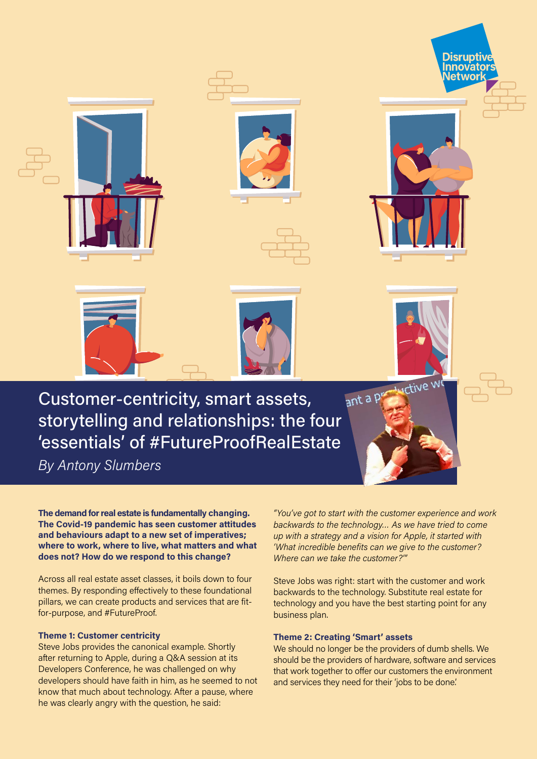# Customer-centricity, smart assets, storytelling and relationships: the four 'essentials' of #FutureProofRealEstate

*By Antony Slumbers*

**The demand for real estate is fundamentally changing. The Covid-19 pandemic has seen customer attitudes and behaviours adapt to a new set of imperatives; where to work, where to live, what matters and what does not? How do we respond to this change?**

Across all real estate asset classes, it boils down to four themes. By responding effectively to these foundational pillars, we can create products and services that are fit-for-purpose, and #FutureProof.

#### Theme 1: Customer centricity

Steve Jobs provides the canonical example. Shortly after returning to Apple, during a Q&A session at its Developers Conference, he was challenged on why developers should have faith in him, as he seemed to not know that much about technology. After a pause, where he was clearly angry with the question, he said:

*"You've got to start with the customer experience and work backwards to the technology… As we have tried to come up with a strategy and a vision for Apple, it started with 'What incredible benefits can we give to the customer? Where can we take the customer?'"*

Steve Jobs was right: start with the customer and work backwards to the technology. Substitute real estate for technology and you have the best starting point for any business plan.

#### Theme 2: Creating 'Smart' assets

We should no longer be the providers of dumb shells. We should be the providers of hardware, software and services that work together to offer our customers the environment and services they need for their 'jobs to be done.'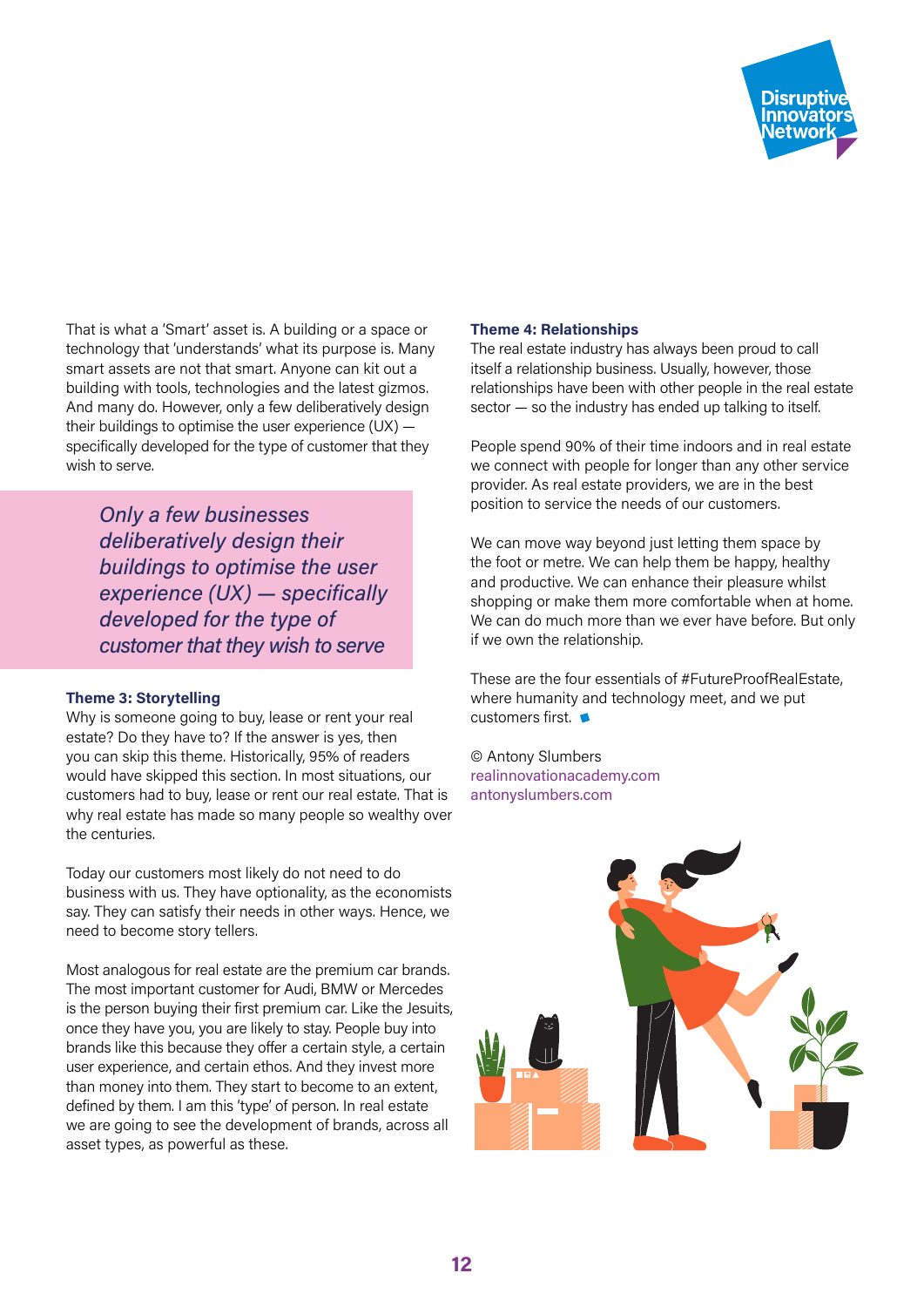That is what a 'Smart' asset is. A building or a space or technology that 'understands' what its purpose is. Many smart assets are not that smart. Anyone can kit out a building with tools, technologies and the latest gizmos. And many do. However, only a few deliberatively design their buildings to optimise the user experience (UX) — specifically developed for the type of customer that they wish to serve.

> *Only a few businesses deliberatively design their buildings to optimise the user experience (UX) — specifically developed for the type of customer that they wish to serve*

### Theme 3: Storytelling

Why is someone going to buy, lease or rent your real estate? Do they have to? If the answer is yes, then you can skip this theme. Historically, 95% of readers would have skipped this section. In most situations, our customers had to buy, lease or rent our real estate. That is why real estate has made so many people so wealthy over the centuries.

Today our customers most likely do not need to do business with us. They have optionality, as the economists say. They can satisfy their needs in other ways. Hence, we need to become story tellers.

Most analogous for real estate are the premium car brands. The most important customer for Audi, BMW or Mercedes is the person buying their first premium car. Like the Jesuits, once they have you, you are likely to stay. People buy into brands like this because they offer a certain style, a certain user experience, and certain ethos. And they invest more than money into them. They start to become to an extent, defined by them. I am this 'type' of person. In real estate we are going to see the development of brands, across all asset types, as powerful as these.

### Theme 4: Relationships

The real estate industry has always been proud to call itself a relationship business. Usually, however, those relationships have been with other people in the real estate sector — so the industry has ended up talking to itself.

People spend 90% of their time indoors and in real estate we connect with people for longer than any other service provider. As real estate providers, we are in the best position to service the needs of our customers.

We can move way beyond just letting them space by the foot or metre. We can help them be happy, healthy and productive. We can enhance their pleasure whilst shopping or make them more comfortable when at home. We can do much more than we ever have before. But only if we own the relationship.

These are the four essentials of #FutureProofRealEstate, where humanity and technology meet, and we put customers first.

© Antony Slumbers
realinnovationacademy.com
antonyslumbers.com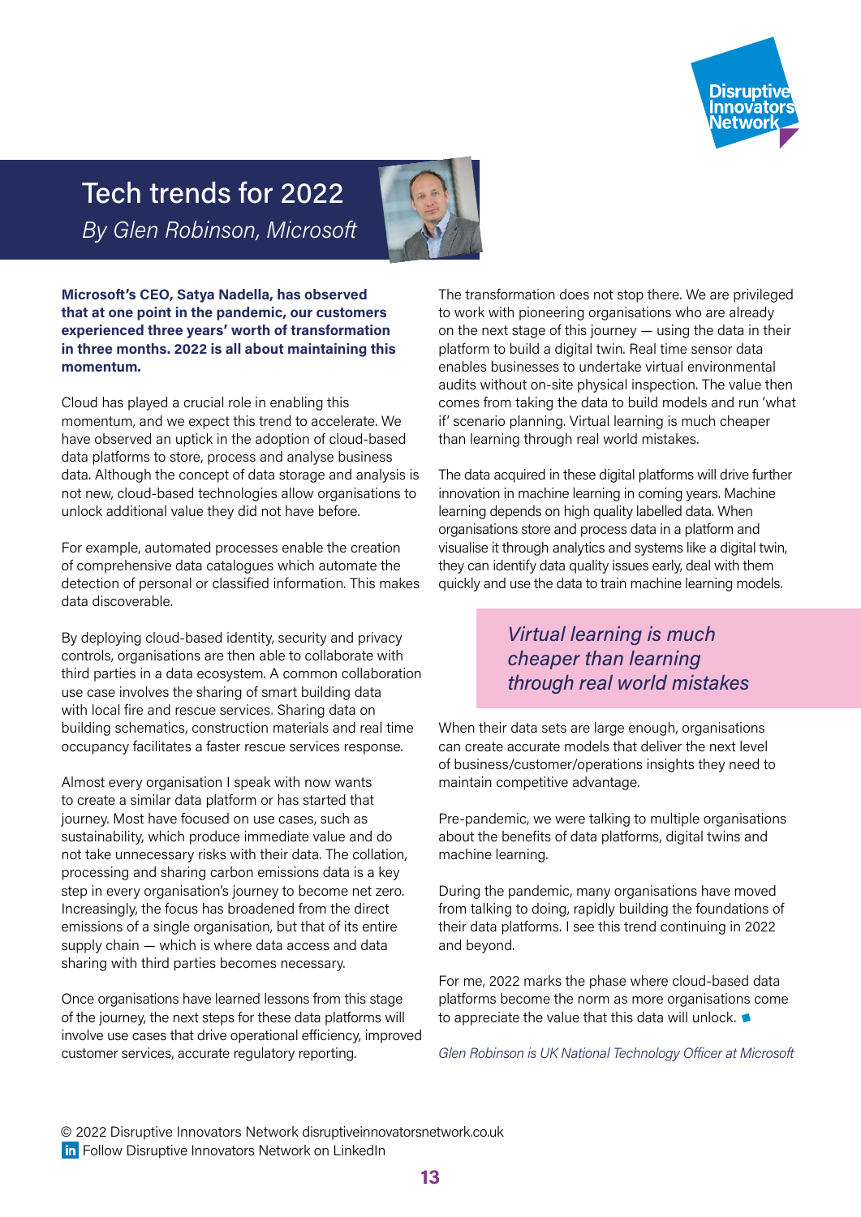# Tech trends for 2022

*By Glen Robinson, Microsoft*

**Microsoft's CEO, Satya Nadella, has observed that at one point in the pandemic, our customers experienced three years' worth of transformation in three months. 2022 is all about maintaining this momentum.**

Cloud has played a crucial role in enabling this momentum, and we expect this trend to accelerate. We have observed an uptick in the adoption of cloud-based data platforms to store, process and analyse business data. Although the concept of data storage and analysis is not new, cloud-based technologies allow organisations to unlock additional value they did not have before.

For example, automated processes enable the creation of comprehensive data catalogues which automate the detection of personal or classified information. This makes data discoverable.

By deploying cloud-based identity, security and privacy controls, organisations are then able to collaborate with third parties in a data ecosystem. A common collaboration use case involves the sharing of smart building data with local fire and rescue services. Sharing data on building schematics, construction materials and real time occupancy facilitates a faster rescue services response.

Almost every organisation I speak with now wants to create a similar data platform or has started that journey. Most have focused on use cases, such as sustainability, which produce immediate value and do not take unnecessary risks with their data. The collation, processing and sharing carbon emissions data is a key step in every organisation's journey to become net zero. Increasingly, the focus has broadened from the direct emissions of a single organisation, but that of its entire supply chain — which is where data access and data sharing with third parties becomes necessary.

Once organisations have learned lessons from this stage of the journey, the next steps for these data platforms will involve use cases that drive operational efficiency, improved customer services, accurate regulatory reporting.

The transformation does not stop there. We are privileged to work with pioneering organisations who are already on the next stage of this journey — using the data in their platform to build a digital twin. Real time sensor data enables businesses to undertake virtual environmental audits without on-site physical inspection. The value then comes from taking the data to build models and run 'what if' scenario planning. Virtual learning is much cheaper than learning through real world mistakes.

The data acquired in these digital platforms will drive further innovation in machine learning in coming years. Machine learning depends on high quality labelled data. When organisations store and process data in a platform and visualise it through analytics and systems like a digital twin, they can identify data quality issues early, deal with them quickly and use the data to train machine learning models.

> *Virtual learning is much cheaper than learning through real world mistakes*

When their data sets are large enough, organisations can create accurate models that deliver the next level of business/customer/operations insights they need to maintain competitive advantage.

Pre-pandemic, we were talking to multiple organisations about the benefits of data platforms, digital twins and machine learning.

During the pandemic, many organisations have moved from talking to doing, rapidly building the foundations of their data platforms. I see this trend continuing in 2022 and beyond.

For me, 2022 marks the phase where cloud-based data platforms become the norm as more organisations come to appreciate the value that this data will unlock.

*Glen Robinson is UK National Technology Officer at Microsoft*

© 2022 Disruptive Innovators Network disruptiveinnovatorsnetwork.co.uk
Follow Disruptive Innovators Network on LinkedIn